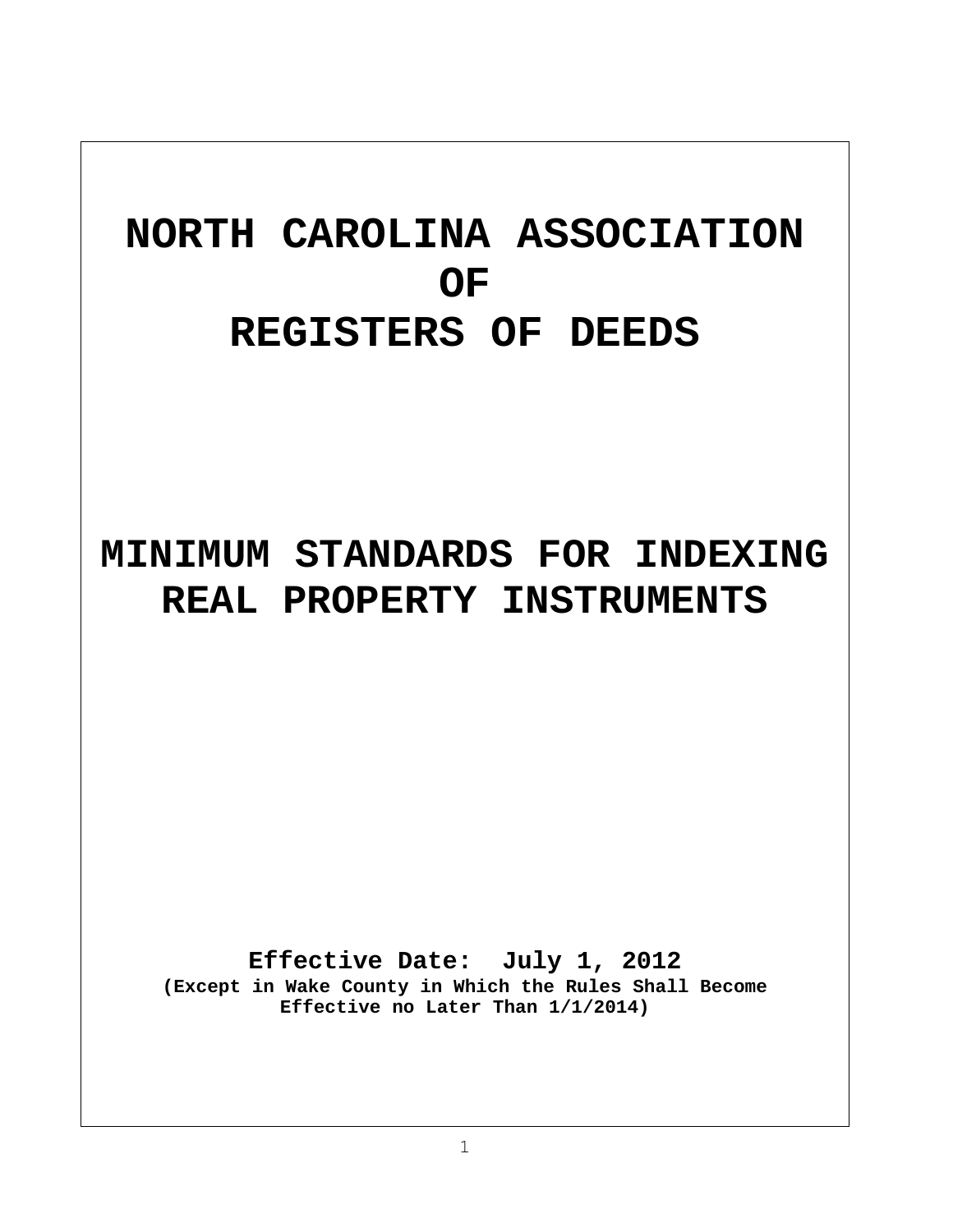# NORTH CAROLINA ASSOCIATION OF REGISTERS OF DEEDS

# MINIMUM STANDARDS FOR INDEXING REAL PROPERTY INSTRUMENTS

**Effective Date: July 1, 2012**

**(Except in Wake County in Which the Rules Shall Become Effective no Later Than 1/1/2014)**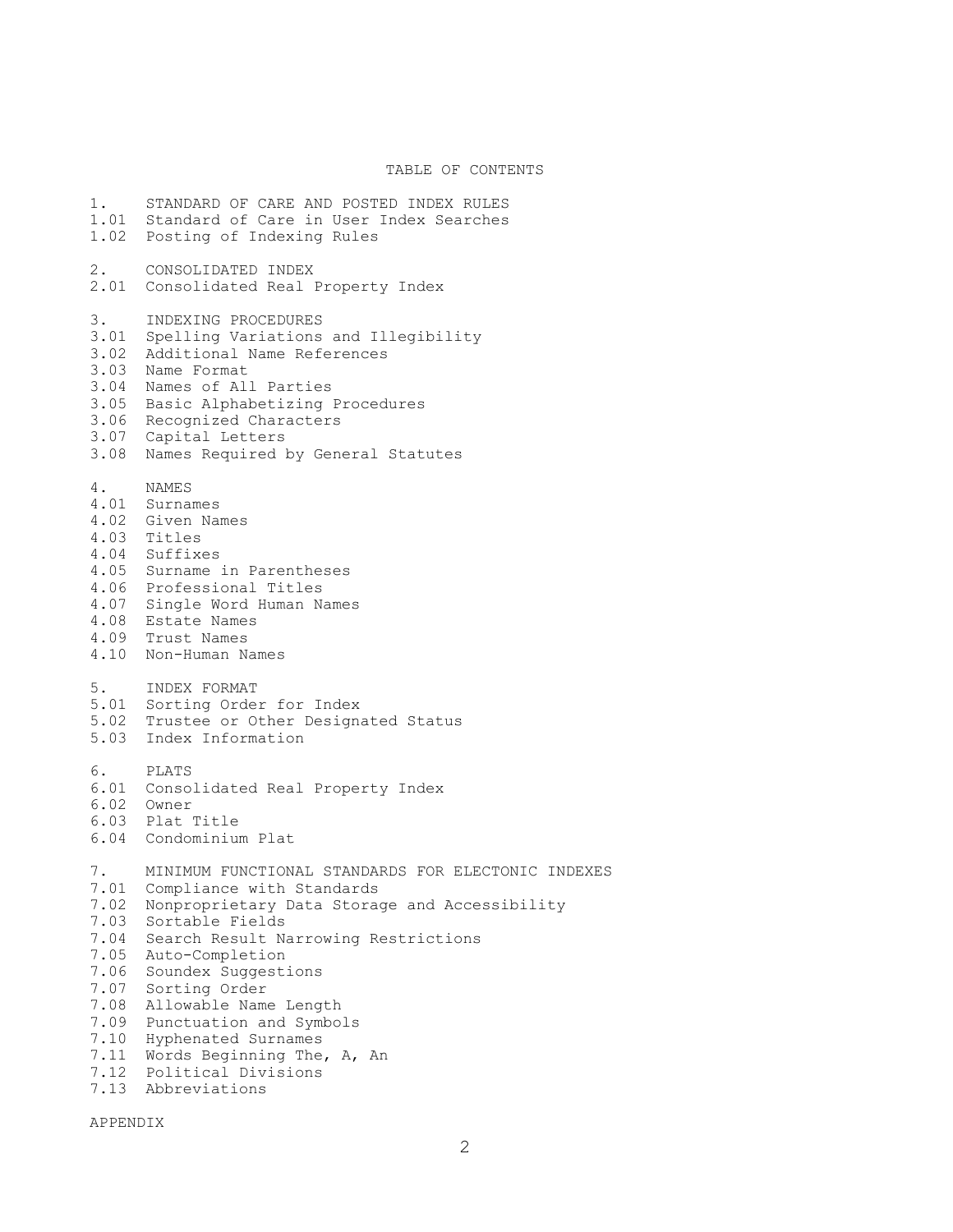# TABLE OF CONTENTS

1. STANDARD OF CARE AND POSTED INDEX RULES
1.01 Standard of Care in User Index Searches
1.02 Posting of Indexing Rules

2. CONSOLIDATED INDEX
2.01 Consolidated Real Property Index

3. INDEXING PROCEDURES
3.01 Spelling Variations and Illegibility
3.02 Additional Name References
3.03 Name Format
3.04 Names of All Parties
3.05 Basic Alphabetizing Procedures
3.06 Recognized Characters
3.07 Capital Letters
3.08 Names Required by General Statutes

4. NAMES
4.01 Surnames
4.02 Given Names
4.03 Titles
4.04 Suffixes
4.05 Surname in Parentheses
4.06 Professional Titles
4.07 Single Word Human Names
4.08 Estate Names
4.09 Trust Names
4.10 Non-Human Names

5. INDEX FORMAT
5.01 Sorting Order for Index
5.02 Trustee or Other Designated Status
5.03 Index Information

6. PLATS
6.01 Consolidated Real Property Index
6.02 Owner
6.03 Plat Title
6.04 Condominium Plat

7. MINIMUM FUNCTIONAL STANDARDS FOR ELECTONIC INDEXES
7.01 Compliance with Standards
7.02 Nonproprietary Data Storage and Accessibility
7.03 Sortable Fields
7.04 Search Result Narrowing Restrictions
7.05 Auto-Completion
7.06 Soundex Suggestions
7.07 Sorting Order
7.08 Allowable Name Length
7.09 Punctuation and Symbols
7.10 Hyphenated Surnames
7.11 Words Beginning The, A, An
7.12 Political Divisions
7.13 Abbreviations

APPENDIX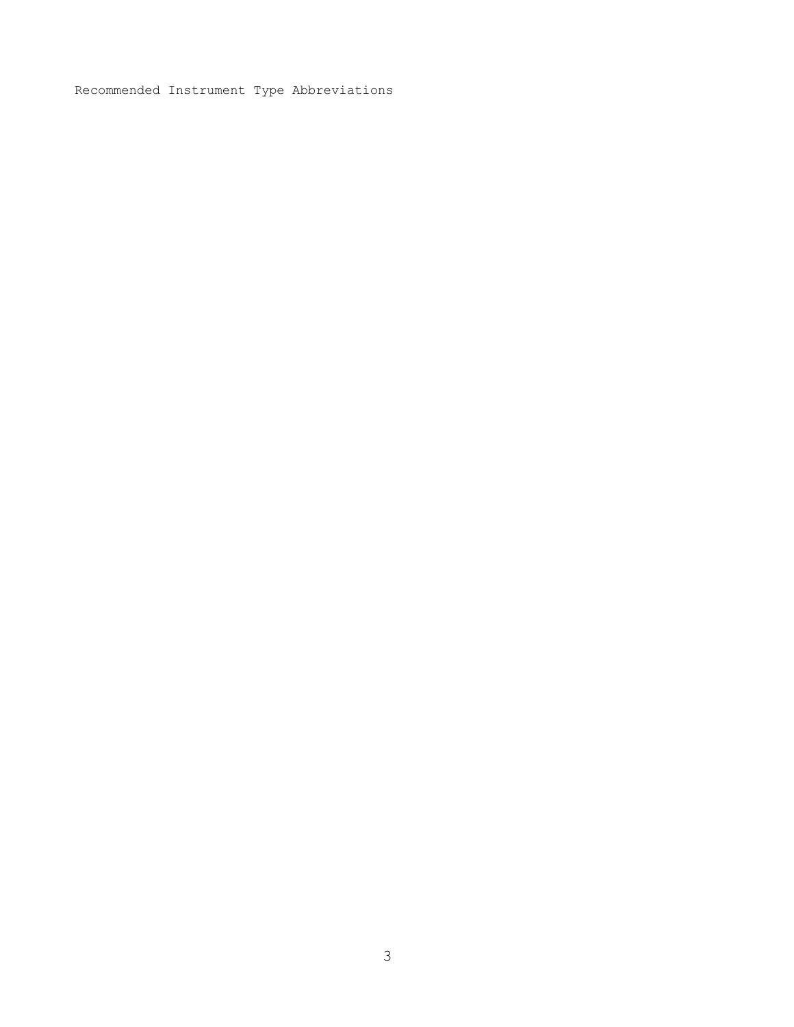Recommended Instrument Type Abbreviations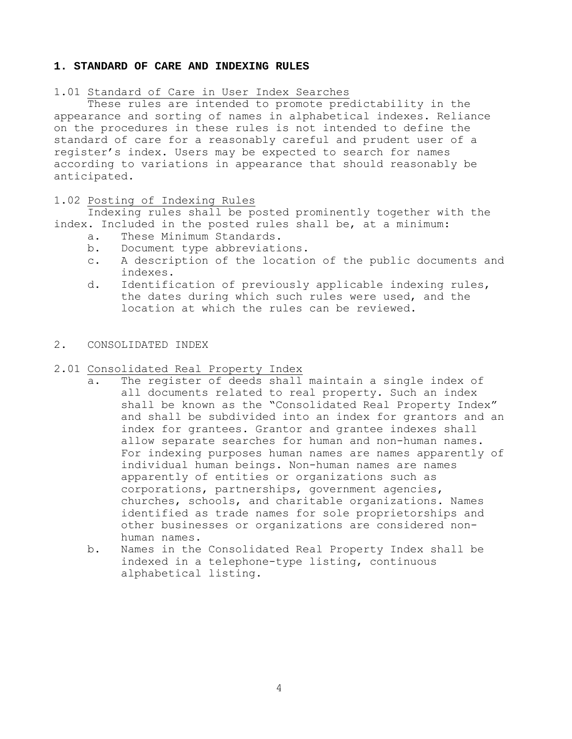## 1. STANDARD OF CARE AND INDEXING RULES

1.01 Standard of Care in User Index Searches

These rules are intended to promote predictability in the appearance and sorting of names in alphabetical indexes. Reliance on the procedures in these rules is not intended to define the standard of care for a reasonably careful and prudent user of a register's index. Users may be expected to search for names according to variations in appearance that should reasonably be anticipated.

1.02 Posting of Indexing Rules

Indexing rules shall be posted prominently together with the index. Included in the posted rules shall be, at a minimum:

a. These Minimum Standards.
b. Document type abbreviations.
c. A description of the location of the public documents and indexes.
d. Identification of previously applicable indexing rules, the dates during which such rules were used, and the location at which the rules can be reviewed.

## 2. CONSOLIDATED INDEX

2.01 Consolidated Real Property Index

a. The register of deeds shall maintain a single index of all documents related to real property. Such an index shall be known as the "Consolidated Real Property Index" and shall be subdivided into an index for grantors and an index for grantees. Grantor and grantee indexes shall allow separate searches for human and non-human names. For indexing purposes human names are names apparently of individual human beings. Non-human names are names apparently of entities or organizations such as corporations, partnerships, government agencies, churches, schools, and charitable organizations. Names identified as trade names for sole proprietorships and other businesses or organizations are considered non-human names.
b. Names in the Consolidated Real Property Index shall be indexed in a telephone-type listing, continuous alphabetical listing.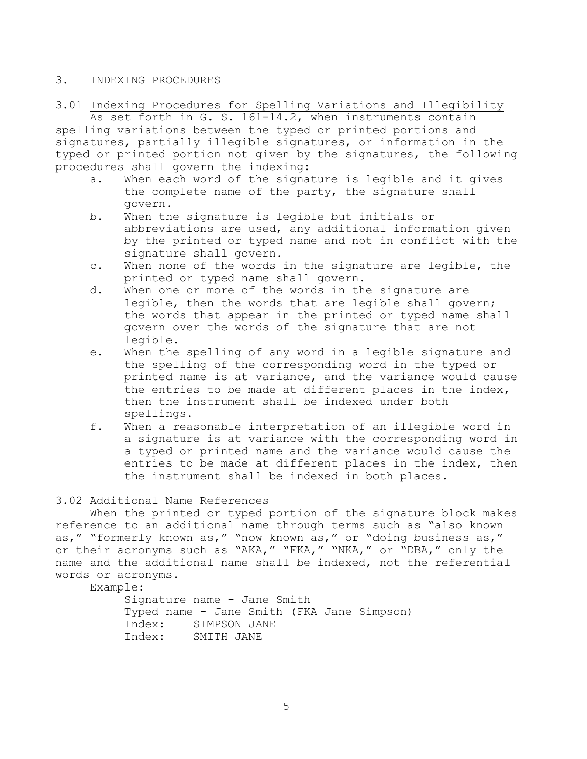## 3. INDEXING PROCEDURES

### 3.01 Indexing Procedures for Spelling Variations and Illegibility

As set forth in G. S. 161-14.2, when instruments contain spelling variations between the typed or printed portions and signatures, partially illegible signatures, or information in the typed or printed portion not given by the signatures, the following procedures shall govern the indexing:

a. When each word of the signature is legible and it gives the complete name of the party, the signature shall govern.

b. When the signature is legible but initials or abbreviations are used, any additional information given by the printed or typed name and not in conflict with the signature shall govern.

c. When none of the words in the signature are legible, the printed or typed name shall govern.

d. When one or more of the words in the signature are legible, then the words that are legible shall govern; the words that appear in the printed or typed name shall govern over the words of the signature that are not legible.

e. When the spelling of any word in a legible signature and the spelling of the corresponding word in the typed or printed name is at variance, and the variance would cause the entries to be made at different places in the index, then the instrument shall be indexed under both spellings.

f. When a reasonable interpretation of an illegible word in a signature is at variance with the corresponding word in a typed or printed name and the variance would cause the entries to be made at different places in the index, then the instrument shall be indexed in both places.

### 3.02 Additional Name References

When the printed or typed portion of the signature block makes reference to an additional name through terms such as "also known as," "formerly known as," "now known as," or "doing business as," or their acronyms such as "AKA," "FKA," "NKA," or "DBA," only the name and the additional name shall be indexed, not the referential words or acronyms.

Example:

Signature name - Jane Smith
Typed name - Jane Smith (FKA Jane Simpson)
Index: SIMPSON JANE
Index: SMITH JANE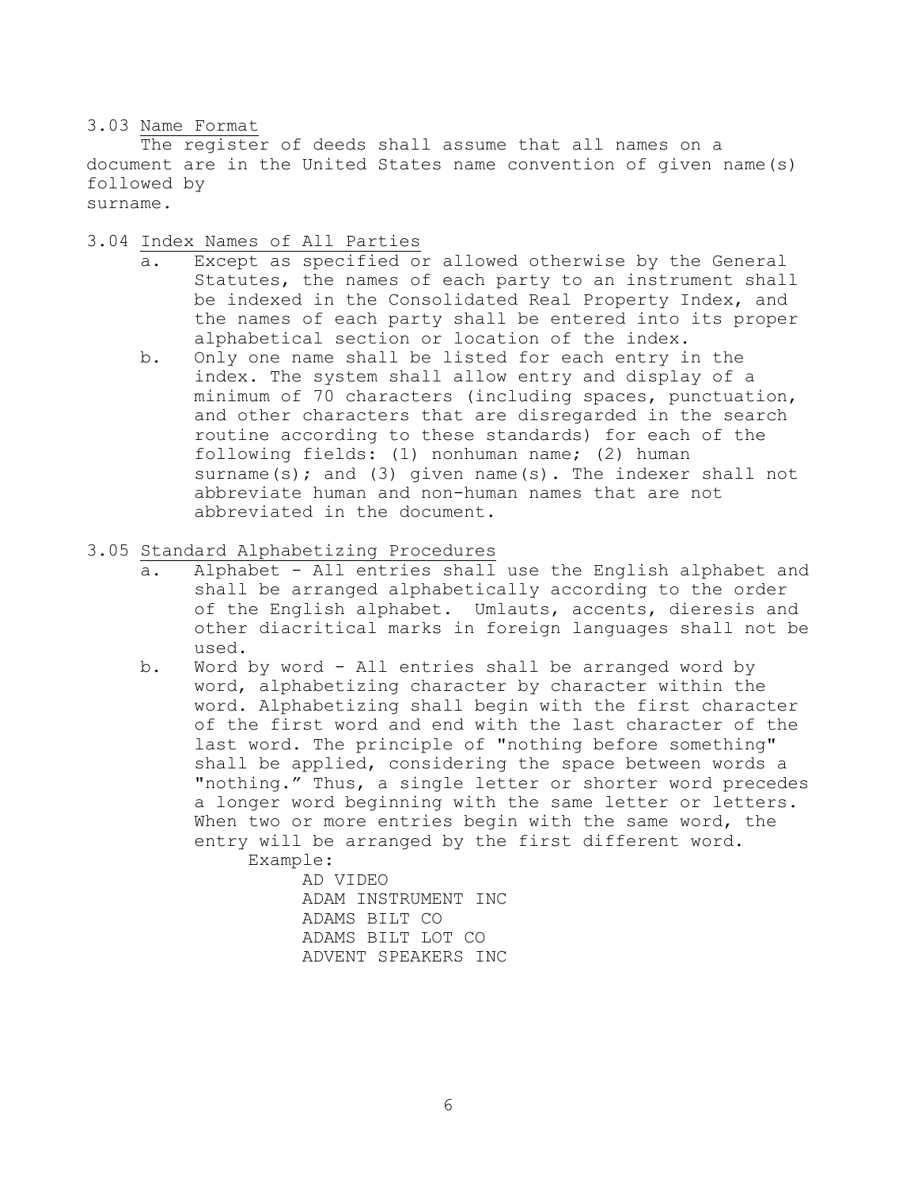3.03 <u>Name Format</u>

The register of deeds shall assume that all names on a document are in the United States name convention of given name(s) followed by surname.

3.04 <u>Index Names of All Parties</u>

a. Except as specified or allowed otherwise by the General Statutes, the names of each party to an instrument shall be indexed in the Consolidated Real Property Index, and the names of each party shall be entered into its proper alphabetical section or location of the index.

b. Only one name shall be listed for each entry in the index. The system shall allow entry and display of a minimum of 70 characters (including spaces, punctuation, and other characters that are disregarded in the search routine according to these standards) for each of the following fields: (1) nonhuman name; (2) human surname(s); and (3) given name(s). The indexer shall not abbreviate human and non-human names that are not abbreviated in the document.

3.05 <u>Standard Alphabetizing Procedures</u>

a. Alphabet - All entries shall use the English alphabet and shall be arranged alphabetically according to the order of the English alphabet. Umlauts, accents, dieresis and other diacritical marks in foreign languages shall not be used.

b. Word by word - All entries shall be arranged word by word, alphabetizing character by character within the word. Alphabetizing shall begin with the first character of the first word and end with the last character of the last word. The principle of "nothing before something" shall be applied, considering the space between words a "nothing." Thus, a single letter or shorter word precedes a longer word beginning with the same letter or letters. When two or more entries begin with the same word, the entry will be arranged by the first different word.

Example:

```
AD VIDEO
ADAM INSTRUMENT INC
ADAMS BILT CO
ADAMS BILT LOT CO
ADVENT SPEAKERS INC
```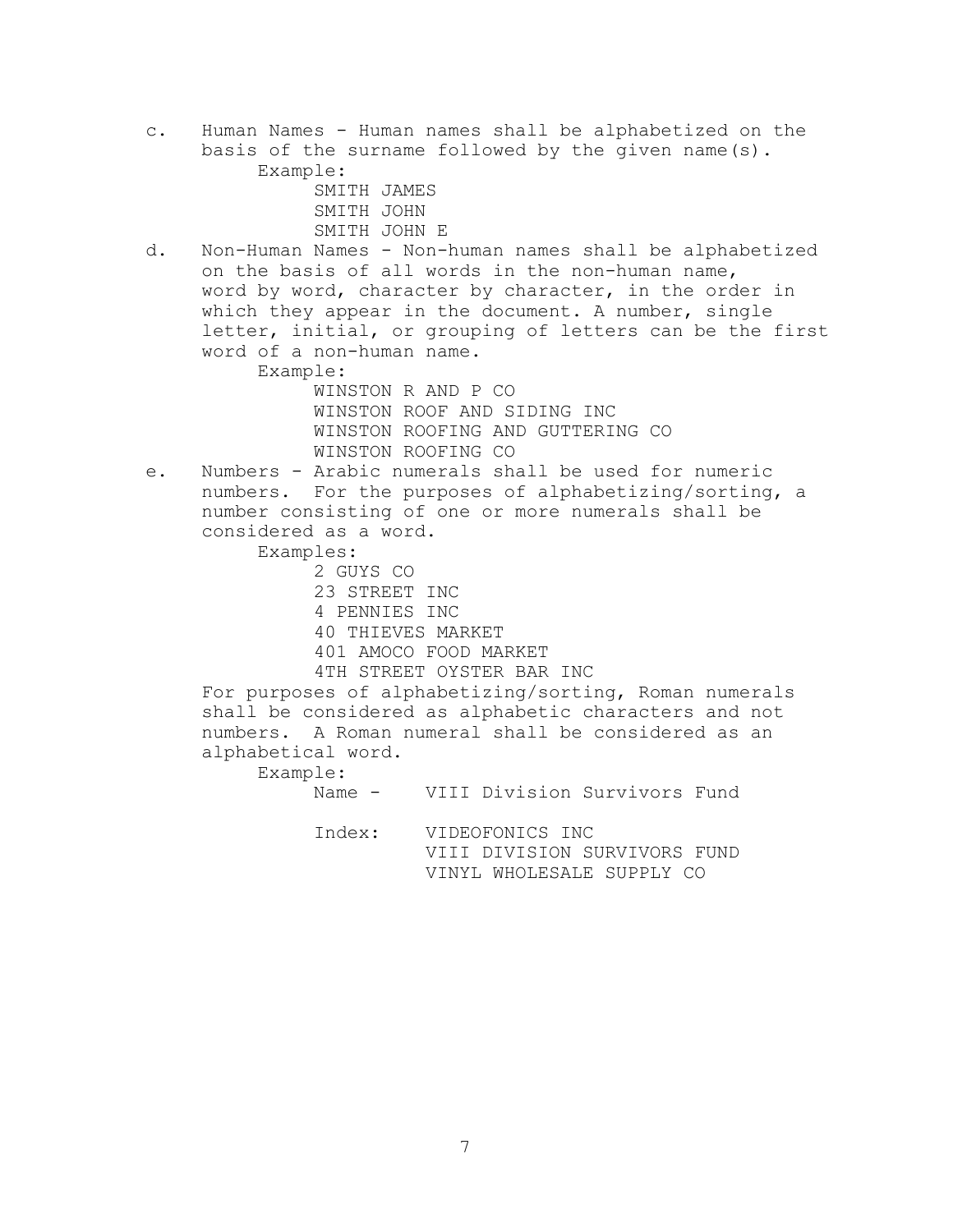c. Human Names - Human names shall be alphabetized on the basis of the surname followed by the given name(s).

   Example:

   ```
   SMITH JAMES
   SMITH JOHN
   SMITH JOHN E
   ```

d. Non-Human Names - Non-human names shall be alphabetized on the basis of all words in the non-human name, word by word, character by character, in the order in which they appear in the document. A number, single letter, initial, or grouping of letters can be the first word of a non-human name.

   Example:

   ```
   WINSTON R AND P CO
   WINSTON ROOF AND SIDING INC
   WINSTON ROOFING AND GUTTERING CO
   WINSTON ROOFING CO
   ```

e. Numbers - Arabic numerals shall be used for numeric numbers. For the purposes of alphabetizing/sorting, a number consisting of one or more numerals shall be considered as a word.

   Examples:

   ```
   2 GUYS CO
   23 STREET INC
   4 PENNIES INC
   40 THIEVES MARKET
   401 AMOCO FOOD MARKET
   4TH STREET OYSTER BAR INC
   ```

   For purposes of alphabetizing/sorting, Roman numerals shall be considered as alphabetic characters and not numbers. A Roman numeral shall be considered as an alphabetical word.

   Example:

   ```
   Name -    VIII Division Survivors Fund

   Index:    VIDEOFONICS INC
             VIII DIVISION SURVIVORS FUND
             VINYL WHOLESALE SUPPLY CO
   ```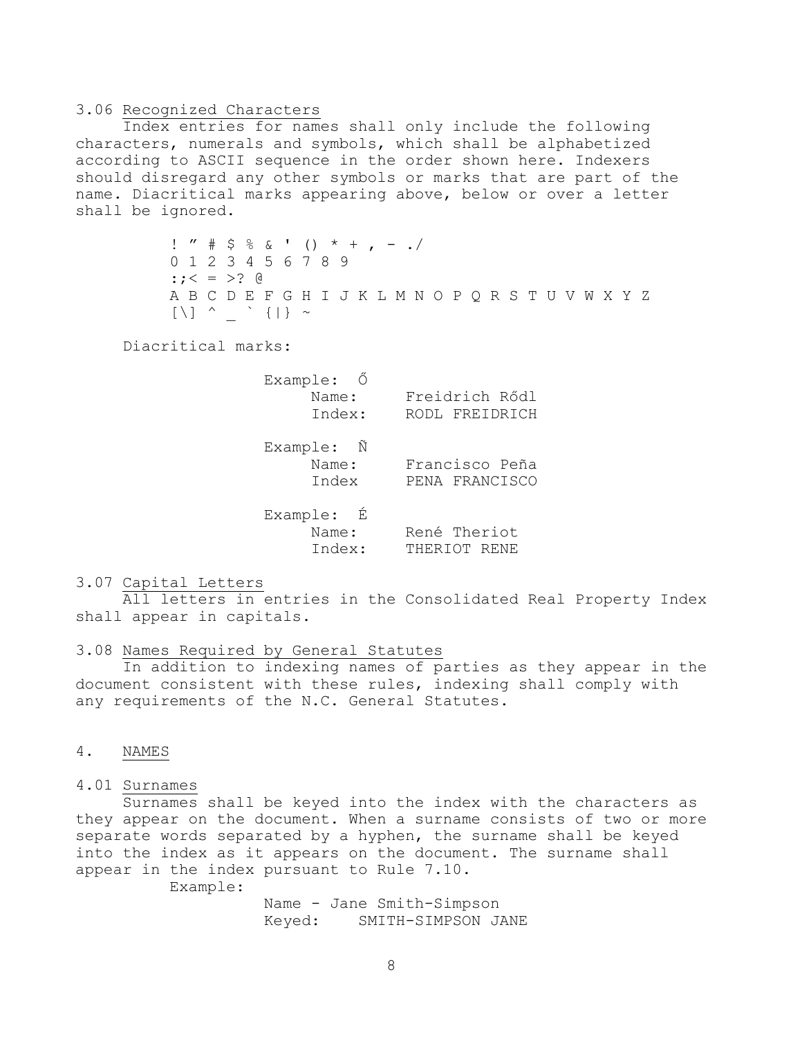3.06 Recognized Characters

Index entries for names shall only include the following characters, numerals and symbols, which shall be alphabetized according to ASCII sequence in the order shown here. Indexers should disregard any other symbols or marks that are part of the name. Diacritical marks appearing above, below or over a letter shall be ignored.

```
! ” # $ % & ' () * + , - ./
0 1 2 3 4 5 6 7 8 9
:;< = >? @
A B C D E F G H I J K L M N O P Q R S T U V W X Y Z
[\] ^ _ ` {|} ~
```

Diacritical marks:

Example: Ő
- Name: Freidrich Rődl
- Index: RODL FREIDRICH

Example: Ñ
- Name: Francisco Peña
- Index PENA FRANCISCO

Example: É
- Name: René Theriot
- Index: THERIOT RENE

3.07 Capital Letters

All letters in entries in the Consolidated Real Property Index shall appear in capitals.

3.08 Names Required by General Statutes

In addition to indexing names of parties as they appear in the document consistent with these rules, indexing shall comply with any requirements of the N.C. General Statutes.

## 4. NAMES

4.01 Surnames

Surnames shall be keyed into the index with the characters as they appear on the document. When a surname consists of two or more separate words separated by a hyphen, the surname shall be keyed into the index as it appears on the document. The surname shall appear in the index pursuant to Rule 7.10.

Example:

Name - Jane Smith-Simpson
Keyed: SMITH-SIMPSON JANE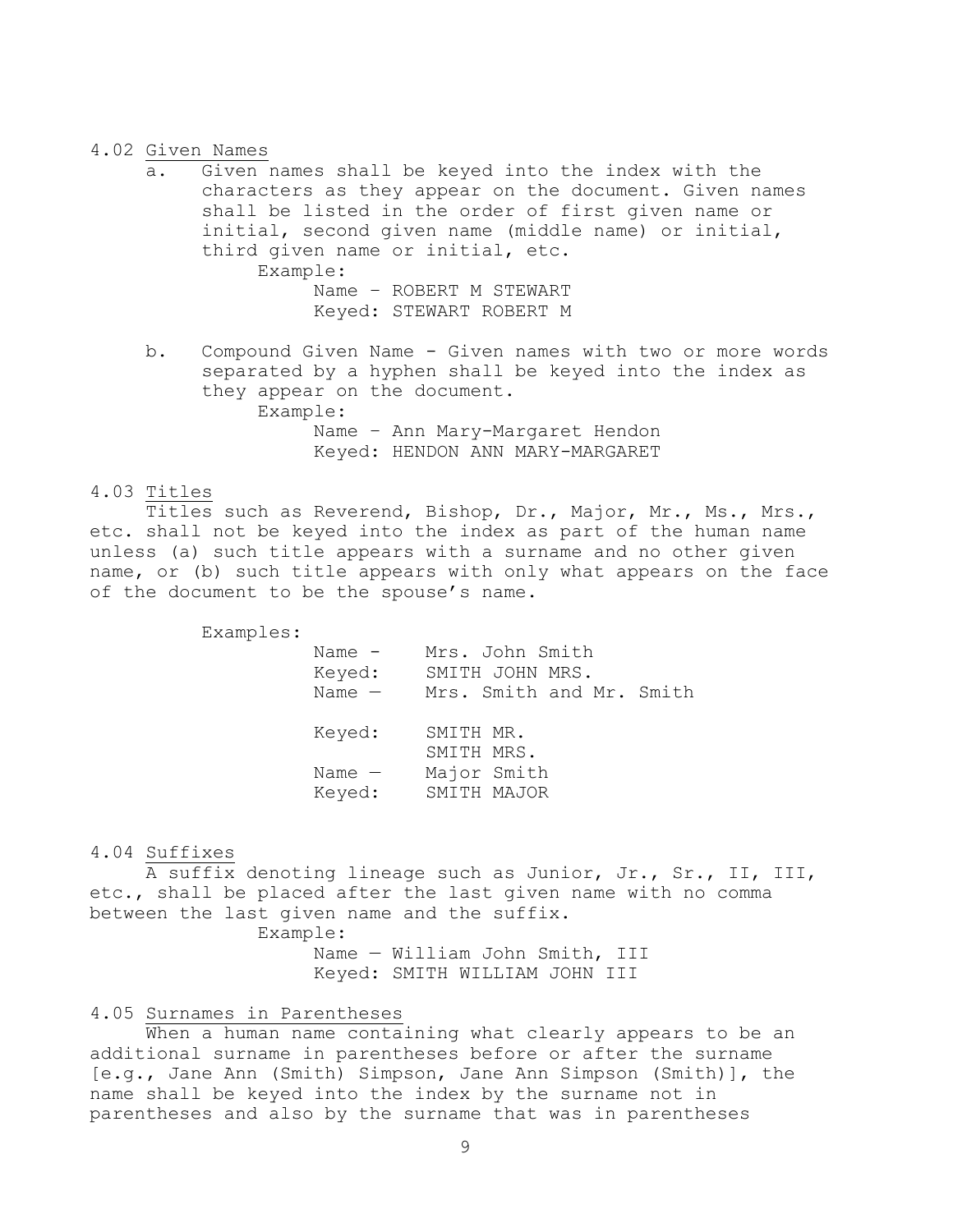### 4.02 Given Names

a. Given names shall be keyed into the index with the characters as they appear on the document. Given names shall be listed in the order of first given name or initial, second given name (middle name) or initial, third given name or initial, etc.

   Example:

   Name – ROBERT M STEWART
   Keyed: STEWART ROBERT M

b. Compound Given Name - Given names with two or more words separated by a hyphen shall be keyed into the index as they appear on the document.

   Example:

   Name – Ann Mary-Margaret Hendon
   Keyed: HENDON ANN MARY-MARGARET

### 4.03 Titles

Titles such as Reverend, Bishop, Dr., Major, Mr., Ms., Mrs., etc. shall not be keyed into the index as part of the human name unless (a) such title appears with a surname and no other given name, or (b) such title appears with only what appears on the face of the document to be the spouse's name.

Examples:

Name - Mrs. John Smith
Keyed: SMITH JOHN MRS.

Name — Mrs. Smith and Mr. Smith
Keyed: SMITH MR.
SMITH MRS.

Name — Major Smith
Keyed: SMITH MAJOR

### 4.04 Suffixes

A suffix denoting lineage such as Junior, Jr., Sr., II, III, etc., shall be placed after the last given name with no comma between the last given name and the suffix.

Example:

Name — William John Smith, III
Keyed: SMITH WILLIAM JOHN III

### 4.05 Surnames in Parentheses

When a human name containing what clearly appears to be an additional surname in parentheses before or after the surname [e.g., Jane Ann (Smith) Simpson, Jane Ann Simpson (Smith)], the name shall be keyed into the index by the surname not in parentheses and also by the surname that was in parentheses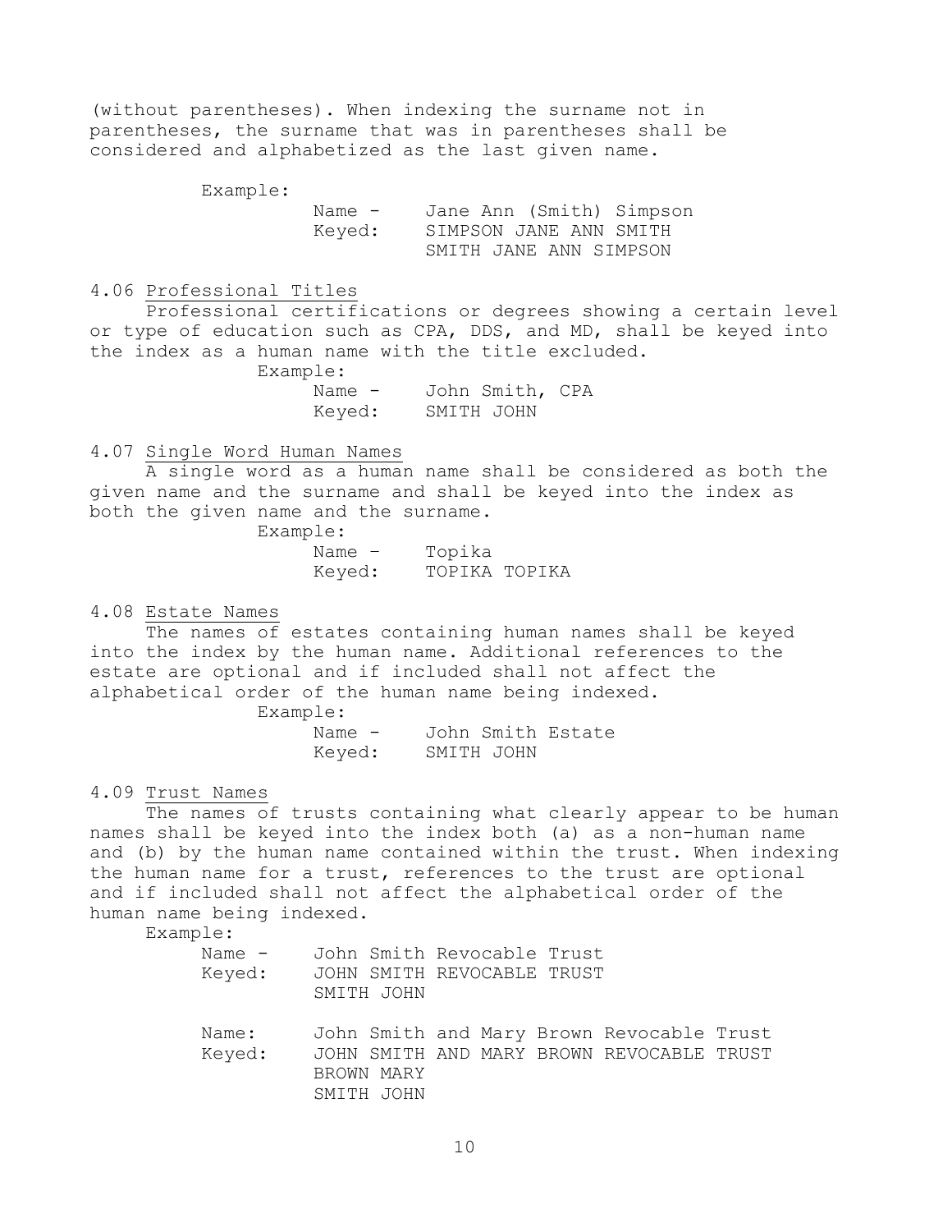(without parentheses). When indexing the surname not in parentheses, the surname that was in parentheses shall be considered and alphabetized as the last given name.

Example:

Name - Jane Ann (Smith) Simpson
Keyed: SIMPSON JANE ANN SMITH
SMITH JANE ANN SIMPSON

4.06 <u>Professional Titles</u>

Professional certifications or degrees showing a certain level or type of education such as CPA, DDS, and MD, shall be keyed into the index as a human name with the title excluded.

Example:

Name - John Smith, CPA
Keyed: SMITH JOHN

4.07 <u>Single Word Human Names</u>

A single word as a human name shall be considered as both the given name and the surname and shall be keyed into the index as both the given name and the surname.

Example:

Name – Topika
Keyed: TOPIKA TOPIKA

4.08 <u>Estate Names</u>

The names of estates containing human names shall be keyed into the index by the human name. Additional references to the estate are optional and if included shall not affect the alphabetical order of the human name being indexed.

Example:

Name - John Smith Estate
Keyed: SMITH JOHN

4.09 <u>Trust Names</u>

The names of trusts containing what clearly appear to be human names shall be keyed into the index both (a) as a non-human name and (b) by the human name contained within the trust. When indexing the human name for a trust, references to the trust are optional and if included shall not affect the alphabetical order of the human name being indexed.

Example:

Name - John Smith Revocable Trust
Keyed: JOHN SMITH REVOCABLE TRUST
SMITH JOHN

Name: John Smith and Mary Brown Revocable Trust
Keyed: JOHN SMITH AND MARY BROWN REVOCABLE TRUST
BROWN MARY
SMITH JOHN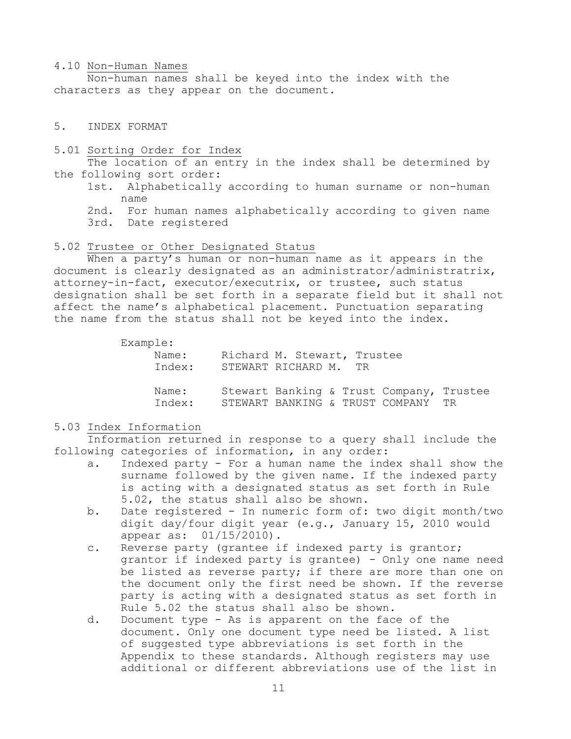4.10 Non-Human Names

Non-human names shall be keyed into the index with the characters as they appear on the document.

## 5. INDEX FORMAT

5.01 Sorting Order for Index

The location of an entry in the index shall be determined by the following sort order:

1st. Alphabetically according to human surname or non-human name
2nd. For human names alphabetically according to given name
3rd. Date registered

5.02 Trustee or Other Designated Status

When a party's human or non-human name as it appears in the document is clearly designated as an administrator/administratrix, attorney-in-fact, executor/executrix, or trustee, such status designation shall be set forth in a separate field but it shall not affect the name's alphabetical placement. Punctuation separating the name from the status shall not be keyed into the index.

Example:

```
Name:   Richard M. Stewart, Trustee
Index:  STEWART RICHARD M.  TR

Name:   Stewart Banking & Trust Company, Trustee
Index:  STEWART BANKING & TRUST COMPANY  TR
```

5.03 Index Information

Information returned in response to a query shall include the following categories of information, in any order:

a. Indexed party - For a human name the index shall show the surname followed by the given name. If the indexed party is acting with a designated status as set forth in Rule 5.02, the status shall also be shown.
b. Date registered - In numeric form of: two digit month/two digit day/four digit year (e.g., January 15, 2010 would appear as: 01/15/2010).
c. Reverse party (grantee if indexed party is grantor; grantor if indexed party is grantee) - Only one name need be listed as reverse party; if there are more than one on the document only the first need be shown. If the reverse party is acting with a designated status as set forth in Rule 5.02 the status shall also be shown.
d. Document type - As is apparent on the face of the document. Only one document type need be listed. A list of suggested type abbreviations is set forth in the Appendix to these standards. Although registers may use additional or different abbreviations use of the list in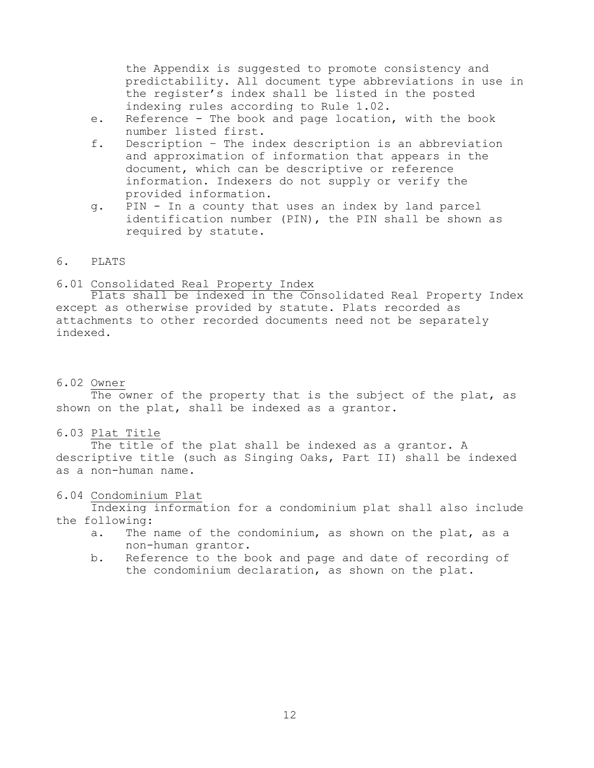the Appendix is suggested to promote consistency and predictability. All document type abbreviations in use in the register's index shall be listed in the posted indexing rules according to Rule 1.02.

e. Reference - The book and page location, with the book number listed first.

f. Description – The index description is an abbreviation and approximation of information that appears in the document, which can be descriptive or reference information. Indexers do not supply or verify the provided information.

g. PIN - In a county that uses an index by land parcel identification number (PIN), the PIN shall be shown as required by statute.

## 6. PLATS

### 6.01 Consolidated Real Property Index

Plats shall be indexed in the Consolidated Real Property Index except as otherwise provided by statute. Plats recorded as attachments to other recorded documents need not be separately indexed.

### 6.02 Owner

The owner of the property that is the subject of the plat, as shown on the plat, shall be indexed as a grantor.

### 6.03 Plat Title

The title of the plat shall be indexed as a grantor. A descriptive title (such as Singing Oaks, Part II) shall be indexed as a non-human name.

### 6.04 Condominium Plat

Indexing information for a condominium plat shall also include the following:

a. The name of the condominium, as shown on the plat, as a non-human grantor.

b. Reference to the book and page and date of recording of the condominium declaration, as shown on the plat.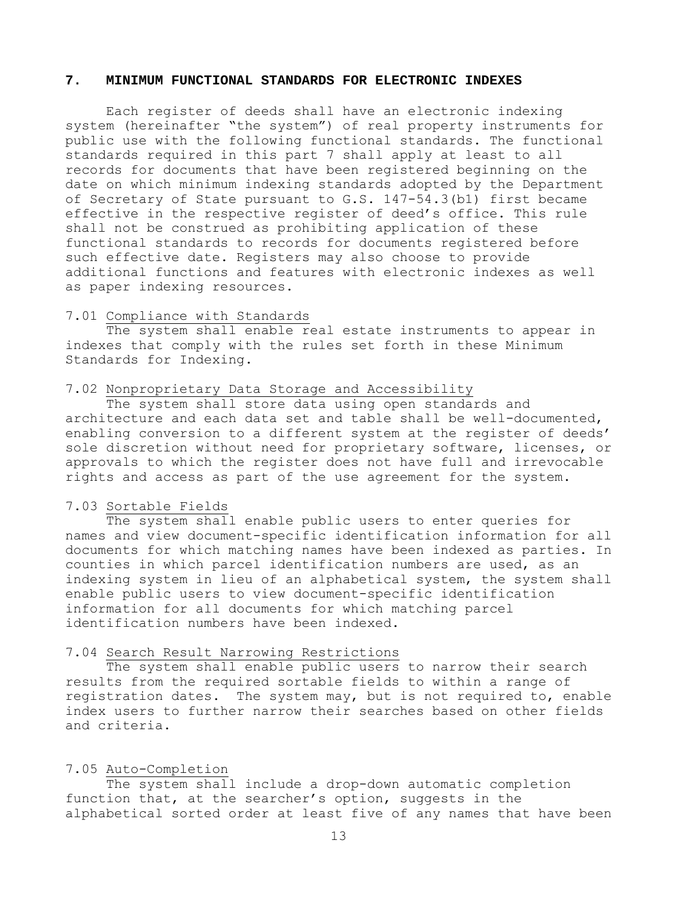## 7. MINIMUM FUNCTIONAL STANDARDS FOR ELECTRONIC INDEXES

Each register of deeds shall have an electronic indexing system (hereinafter "the system") of real property instruments for public use with the following functional standards. The functional standards required in this part 7 shall apply at least to all records for documents that have been registered beginning on the date on which minimum indexing standards adopted by the Department of Secretary of State pursuant to G.S. 147-54.3(b1) first became effective in the respective register of deed's office. This rule shall not be construed as prohibiting application of these functional standards to records for documents registered before such effective date. Registers may also choose to provide additional functions and features with electronic indexes as well as paper indexing resources.

### 7.01 Compliance with Standards

The system shall enable real estate instruments to appear in indexes that comply with the rules set forth in these Minimum Standards for Indexing.

### 7.02 Nonproprietary Data Storage and Accessibility

The system shall store data using open standards and architecture and each data set and table shall be well-documented, enabling conversion to a different system at the register of deeds' sole discretion without need for proprietary software, licenses, or approvals to which the register does not have full and irrevocable rights and access as part of the use agreement for the system.

### 7.03 Sortable Fields

The system shall enable public users to enter queries for names and view document-specific identification information for all documents for which matching names have been indexed as parties. In counties in which parcel identification numbers are used, as an indexing system in lieu of an alphabetical system, the system shall enable public users to view document-specific identification information for all documents for which matching parcel identification numbers have been indexed.

### 7.04 Search Result Narrowing Restrictions

The system shall enable public users to narrow their search results from the required sortable fields to within a range of registration dates. The system may, but is not required to, enable index users to further narrow their searches based on other fields and criteria.

### 7.05 Auto-Completion

The system shall include a drop-down automatic completion function that, at the searcher's option, suggests in the alphabetical sorted order at least five of any names that have been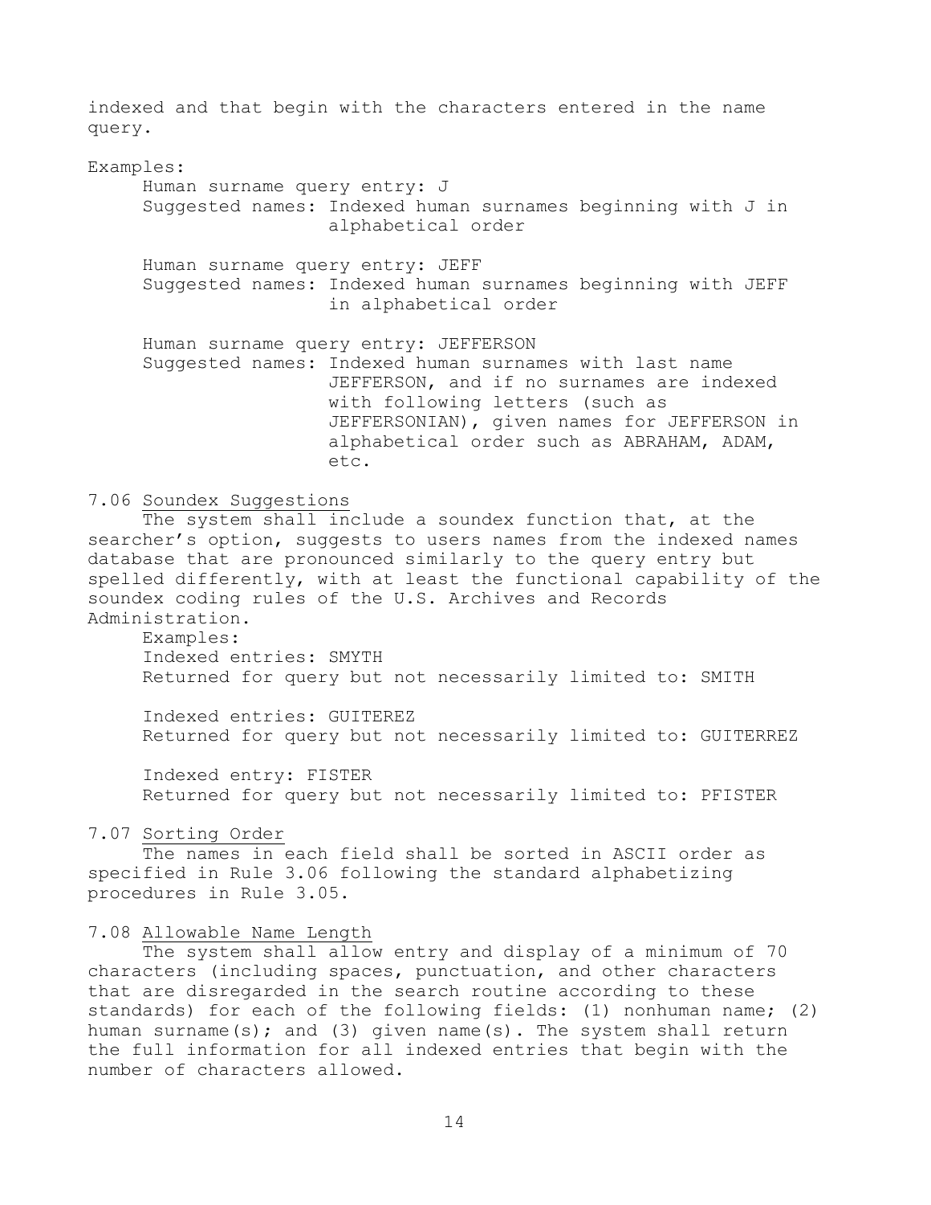indexed and that begin with the characters entered in the name query.

Examples:

Human surname query entry: J
Suggested names: Indexed human surnames beginning with J in alphabetical order

Human surname query entry: JEFF
Suggested names: Indexed human surnames beginning with JEFF in alphabetical order

Human surname query entry: JEFFERSON
Suggested names: Indexed human surnames with last name JEFFERSON, and if no surnames are indexed with following letters (such as JEFFERSONIAN), given names for JEFFERSON in alphabetical order such as ABRAHAM, ADAM, etc.

## 7.06 Soundex Suggestions

The system shall include a soundex function that, at the searcher's option, suggests to users names from the indexed names database that are pronounced similarly to the query entry but spelled differently, with at least the functional capability of the soundex coding rules of the U.S. Archives and Records Administration.

Examples:

Indexed entries: SMYTH
Returned for query but not necessarily limited to: SMITH

Indexed entries: GUITEREZ
Returned for query but not necessarily limited to: GUITERREZ

Indexed entry: FISTER
Returned for query but not necessarily limited to: PFISTER

## 7.07 Sorting Order

The names in each field shall be sorted in ASCII order as specified in Rule 3.06 following the standard alphabetizing procedures in Rule 3.05.

## 7.08 Allowable Name Length

The system shall allow entry and display of a minimum of 70 characters (including spaces, punctuation, and other characters that are disregarded in the search routine according to these standards) for each of the following fields: (1) nonhuman name; (2) human surname(s); and (3) given name(s). The system shall return the full information for all indexed entries that begin with the number of characters allowed.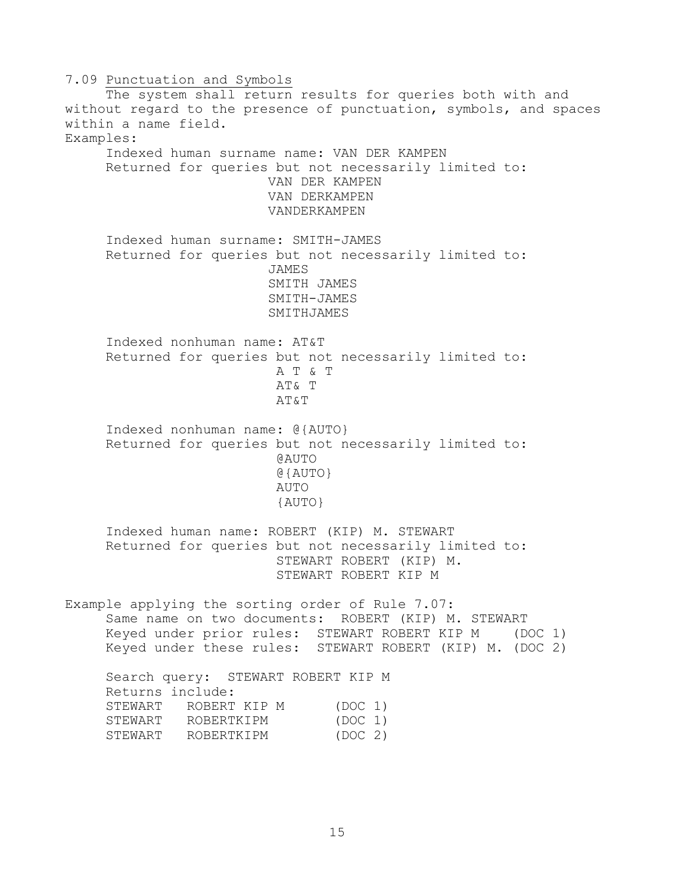### 7.09 <u>Punctuation and Symbols</u>

The system shall return results for queries both with and without regard to the presence of punctuation, symbols, and spaces within a name field.

Examples:

Indexed human surname name: VAN DER KAMPEN
Returned for queries but not necessarily limited to:

- VAN DER KAMPEN
- VAN DERKAMPEN
- VANDERKAMPEN

Indexed human surname: SMITH-JAMES
Returned for queries but not necessarily limited to:

- JAMES
- SMITH JAMES
- SMITH-JAMES
- SMITHJAMES

Indexed nonhuman name: AT&T
Returned for queries but not necessarily limited to:

- A T & T
- AT& T
- AT&T

Indexed nonhuman name: @{AUTO}
Returned for queries but not necessarily limited to:

- @AUTO
- @{AUTO}
- AUTO
- {AUTO}

Indexed human name: ROBERT (KIP) M. STEWART
Returned for queries but not necessarily limited to:

- STEWART ROBERT (KIP) M.
- STEWART ROBERT KIP M

Example applying the sorting order of Rule 7.07:

```
Same name on two documents:  ROBERT (KIP) M. STEWART
Keyed under prior rules:  STEWART ROBERT KIP M    (DOC 1)
Keyed under these rules:  STEWART ROBERT (KIP) M. (DOC 2)

Search query:  STEWART ROBERT KIP M
Returns include:
STEWART   ROBERT KIP M      (DOC 1)
STEWART   ROBERTKIPM        (DOC 1)
STEWART   ROBERTKIPM        (DOC 2)
```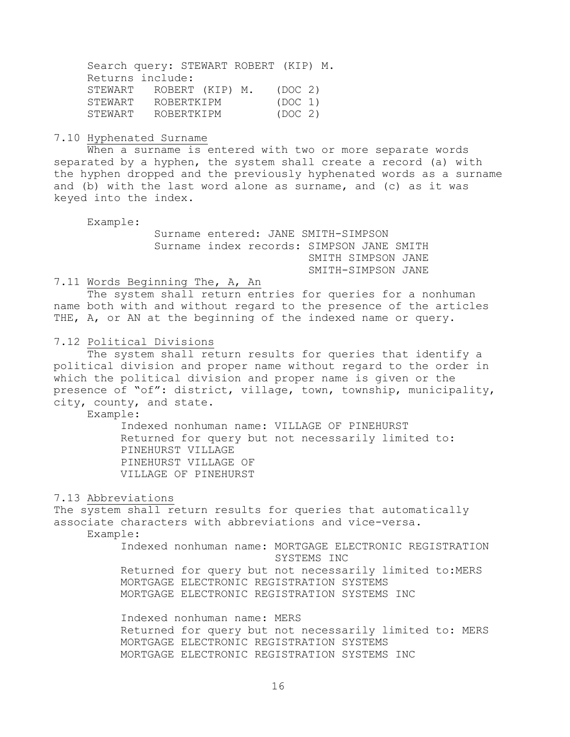Search query: STEWART ROBERT (KIP) M.

Returns include:

```
STEWART   ROBERT (KIP) M.   (DOC 2)
STEWART   ROBERTKIPM        (DOC 1)
STEWART   ROBERTKIPM        (DOC 2)
```

7.10 Hyphenated Surname

When a surname is entered with two or more separate words separated by a hyphen, the system shall create a record (a) with the hyphen dropped and the previously hyphenated words as a surname and (b) with the last word alone as surname, and (c) as it was keyed into the index.

Example:

```
Surname entered: JANE SMITH-SIMPSON
Surname index records: SIMPSON JANE SMITH
                       SMITH SIMPSON JANE
                       SMITH-SIMPSON JANE
```

7.11 Words Beginning The, A, An

The system shall return entries for queries for a nonhuman name both with and without regard to the presence of the articles THE, A, or AN at the beginning of the indexed name or query.

7.12 Political Divisions

The system shall return results for queries that identify a political division and proper name without regard to the order in which the political division and proper name is given or the presence of "of": district, village, town, township, municipality, city, county, and state.

Example:

Indexed nonhuman name: VILLAGE OF PINEHURST

Returned for query but not necessarily limited to:

PINEHURST VILLAGE

PINEHURST VILLAGE OF

VILLAGE OF PINEHURST

7.13 Abbreviations

The system shall return results for queries that automatically associate characters with abbreviations and vice-versa.

Example:

Indexed nonhuman name: MORTGAGE ELECTRONIC REGISTRATION SYSTEMS INC

Returned for query but not necessarily limited to: MERS

MORTGAGE ELECTRONIC REGISTRATION SYSTEMS

MORTGAGE ELECTRONIC REGISTRATION SYSTEMS INC

Indexed nonhuman name: MERS

Returned for query but not necessarily limited to: MERS

MORTGAGE ELECTRONIC REGISTRATION SYSTEMS

MORTGAGE ELECTRONIC REGISTRATION SYSTEMS INC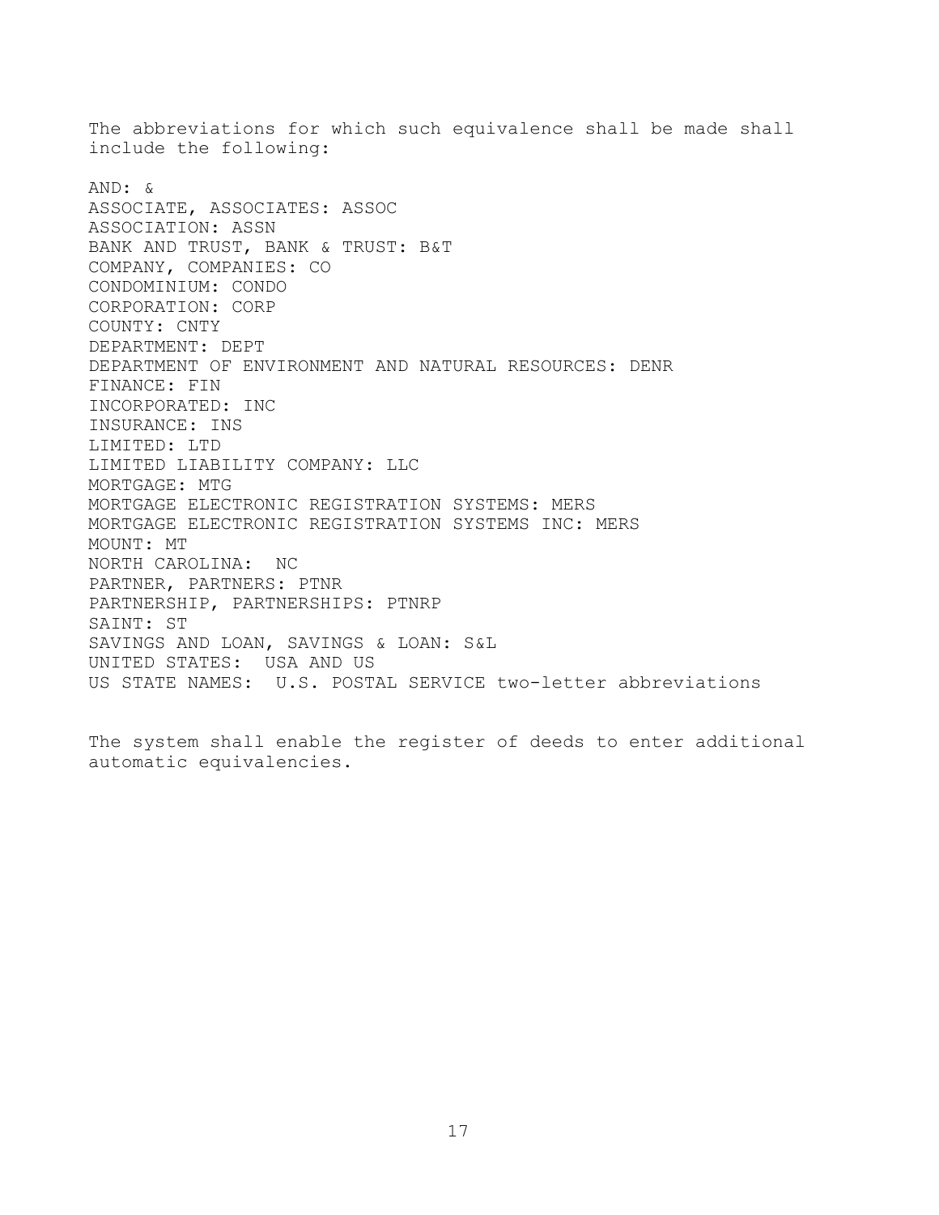The abbreviations for which such equivalence shall be made shall include the following:

AND: &  
ASSOCIATE, ASSOCIATES: ASSOC  
ASSOCIATION: ASSN  
BANK AND TRUST, BANK & TRUST: B&T  
COMPANY, COMPANIES: CO  
CONDOMINIUM: CONDO  
CORPORATION: CORP  
COUNTY: CNTY  
DEPARTMENT: DEPT  
DEPARTMENT OF ENVIRONMENT AND NATURAL RESOURCES: DENR  
FINANCE: FIN  
INCORPORATED: INC  
INSURANCE: INS  
LIMITED: LTD  
LIMITED LIABILITY COMPANY: LLC  
MORTGAGE: MTG  
MORTGAGE ELECTRONIC REGISTRATION SYSTEMS: MERS  
MORTGAGE ELECTRONIC REGISTRATION SYSTEMS INC: MERS  
MOUNT: MT  
NORTH CAROLINA:  NC  
PARTNER, PARTNERS: PTNR  
PARTNERSHIP, PARTNERSHIPS: PTNRP  
SAINT: ST  
SAVINGS AND LOAN, SAVINGS & LOAN: S&L  
UNITED STATES:  USA AND US  
US STATE NAMES:  U.S. POSTAL SERVICE two-letter abbreviations

The system shall enable the register of deeds to enter additional automatic equivalencies.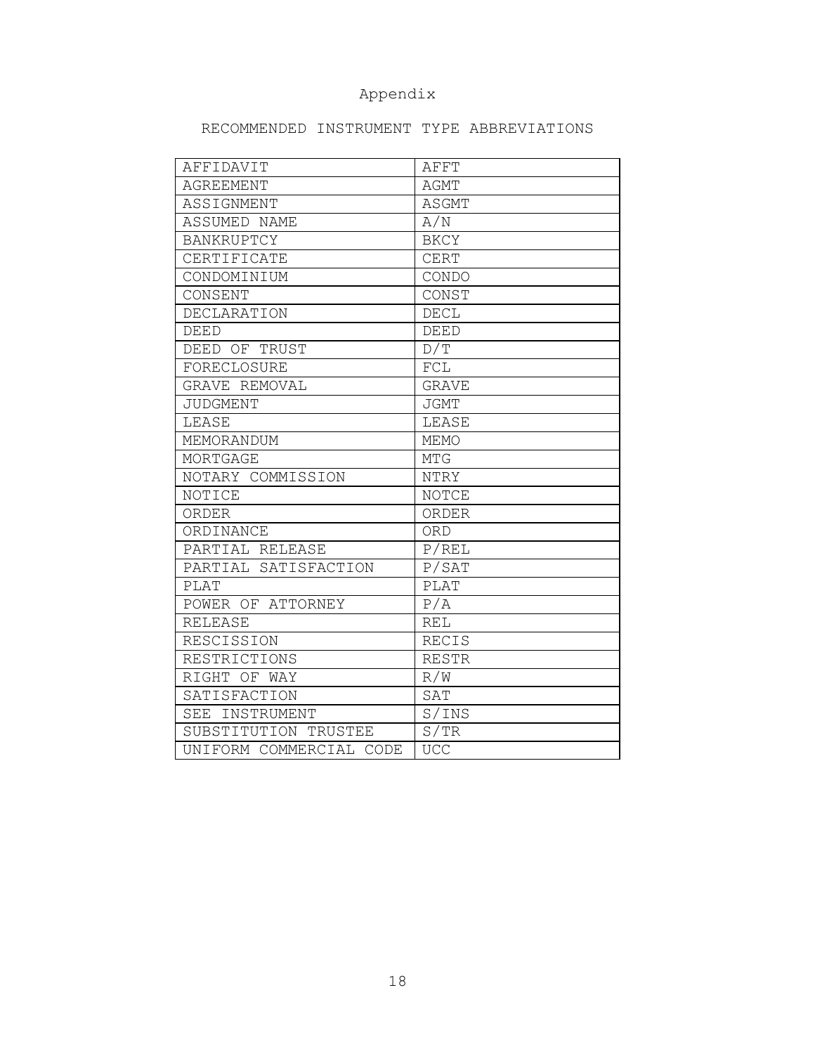# Appendix

## RECOMMENDED INSTRUMENT TYPE ABBREVIATIONS

| | |
|---|---|
| AFFIDAVIT | AFFT |
| AGREEMENT | AGMT |
| ASSIGNMENT | ASGMT |
| ASSUMED NAME | A/N |
| BANKRUPTCY | BKCY |
| CERTIFICATE | CERT |
| CONDOMINIUM | CONDO |
| CONSENT | CONST |
| DECLARATION | DECL |
| DEED | DEED |
| DEED OF TRUST | D/T |
| FORECLOSURE | FCL |
| GRAVE REMOVAL | GRAVE |
| JUDGMENT | JGMT |
| LEASE | LEASE |
| MEMORANDUM | MEMO |
| MORTGAGE | MTG |
| NOTARY COMMISSION | NTRY |
| NOTICE | NOTCE |
| ORDER | ORDER |
| ORDINANCE | ORD |
| PARTIAL RELEASE | P/REL |
| PARTIAL SATISFACTION | P/SAT |
| PLAT | PLAT |
| POWER OF ATTORNEY | P/A |
| RELEASE | REL |
| RESCISSION | RECIS |
| RESTRICTIONS | RESTR |
| RIGHT OF WAY | R/W |
| SATISFACTION | SAT |
| SEE INSTRUMENT | S/INS |
| SUBSTITUTION TRUSTEE | S/TR |
| UNIFORM COMMERCIAL CODE | UCC |